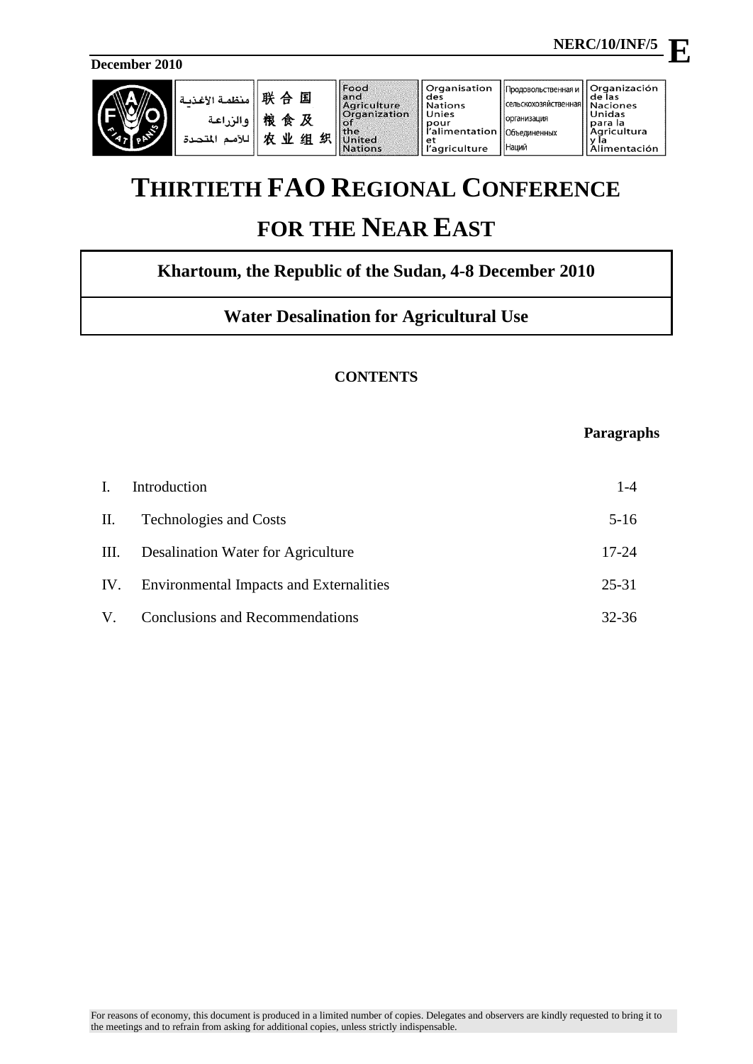NERC/10/INF/5 **E**

**December 2010**

| منظمة الأغذية والزراعة للأمم المتحدة | 联合国粮食及农业组织 | Food and Agriculture Organization of the United Nations | Organisation des Nations Unies pour l'alimentation et l'agriculture | Продовольственная и сельскохозяйственная организация Объединенных Наций | Organización de las Naciones Unidas para la Agricultura y la Alimentación |
|---|---|---|---|---|---|

# THIRTIETH FAO REGIONAL CONFERENCE FOR THE NEAR EAST

## Khartoum, the Republic of the Sudan, 4-8 December 2010

## Water Desalination for Agricultural Use

### CONTENTS

| | | Paragraphs |
|---|---|---|
| I. | Introduction | 1-4 |
| II. | Technologies and Costs | 5-16 |
| III. | Desalination Water for Agriculture | 17-24 |
| IV. | Environmental Impacts and Externalities | 25-31 |
| V. | Conclusions and Recommendations | 32-36 |

For reasons of economy, this document is produced in a limited number of copies. Delegates and observers are kindly requested to bring it to the meetings and to refrain from asking for additional copies, unless strictly indispensable.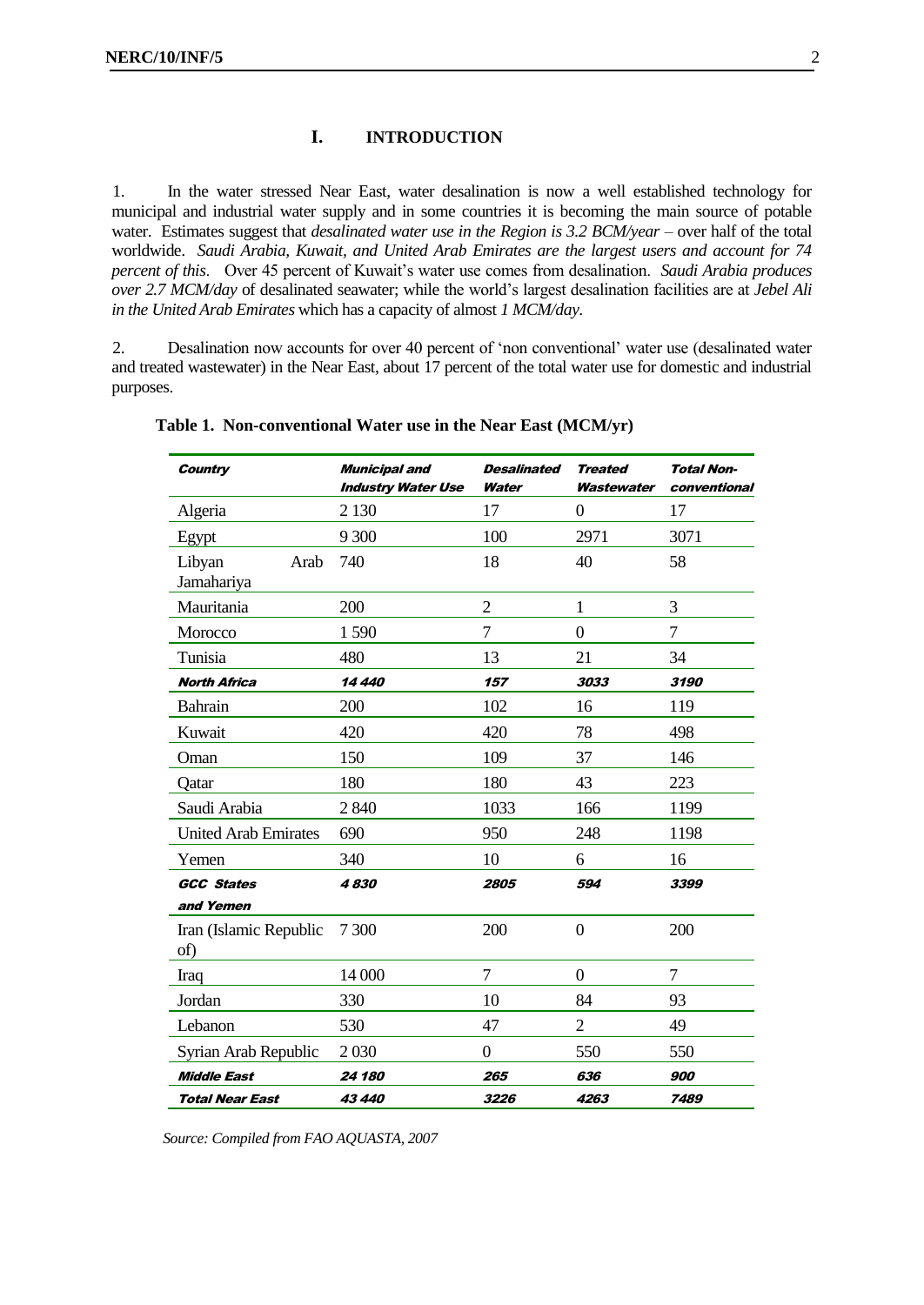# I. INTRODUCTION

1. In the water stressed Near East, water desalination is now a well established technology for municipal and industrial water supply and in some countries it is becoming the main source of potable water. Estimates suggest that *desalinated water use in the Region is 3.2 BCM/year* – over half of the total worldwide. *Saudi Arabia, Kuwait, and United Arab Emirates are the largest users and account for 74 percent of this*. Over 45 percent of Kuwait's water use comes from desalination. *Saudi Arabia produces over 2.7 MCM/day* of desalinated seawater; while the world's largest desalination facilities are at *Jebel Ali in the United Arab Emirates* which has a capacity of almost *1 MCM/day*.

2. Desalination now accounts for over 40 percent of 'non conventional' water use (desalinated water and treated wastewater) in the Near East, about 17 percent of the total water use for domestic and industrial purposes.

**Table 1. Non-conventional Water use in the Near East (MCM/yr)**

| Country | Municipal and Industry Water Use | Desalinated Water | Treated Wastewater | Total Non-conventional |
|---|---|---|---|---|
| Algeria | 2 130 | 17 | 0 | 17 |
| Egypt | 9 300 | 100 | 2971 | 3071 |
| Libyan Arab Jamahariya | 740 | 18 | 40 | 58 |
| Mauritania | 200 | 2 | 1 | 3 |
| Morocco | 1 590 | 7 | 0 | 7 |
| Tunisia | 480 | 13 | 21 | 34 |
| ***North Africa*** | ***14 440*** | ***157*** | ***3033*** | ***3190*** |
| Bahrain | 200 | 102 | 16 | 119 |
| Kuwait | 420 | 420 | 78 | 498 |
| Oman | 150 | 109 | 37 | 146 |
| Qatar | 180 | 180 | 43 | 223 |
| Saudi Arabia | 2 840 | 1033 | 166 | 1199 |
| United Arab Emirates | 690 | 950 | 248 | 1198 |
| Yemen | 340 | 10 | 6 | 16 |
| ***GCC States and Yemen*** | ***4 830*** | ***2805*** | ***594*** | ***3399*** |
| Iran (Islamic Republic of) | 7 300 | 200 | 0 | 200 |
| Iraq | 14 000 | 7 | 0 | 7 |
| Jordan | 330 | 10 | 84 | 93 |
| Lebanon | 530 | 47 | 2 | 49 |
| Syrian Arab Republic | 2 030 | 0 | 550 | 550 |
| ***Middle East*** | ***24 180*** | ***265*** | ***636*** | ***900*** |
| ***Total Near East*** | ***43 440*** | ***3226*** | ***4263*** | ***7489*** |

*Source: Compiled from FAO AQUASTA, 2007*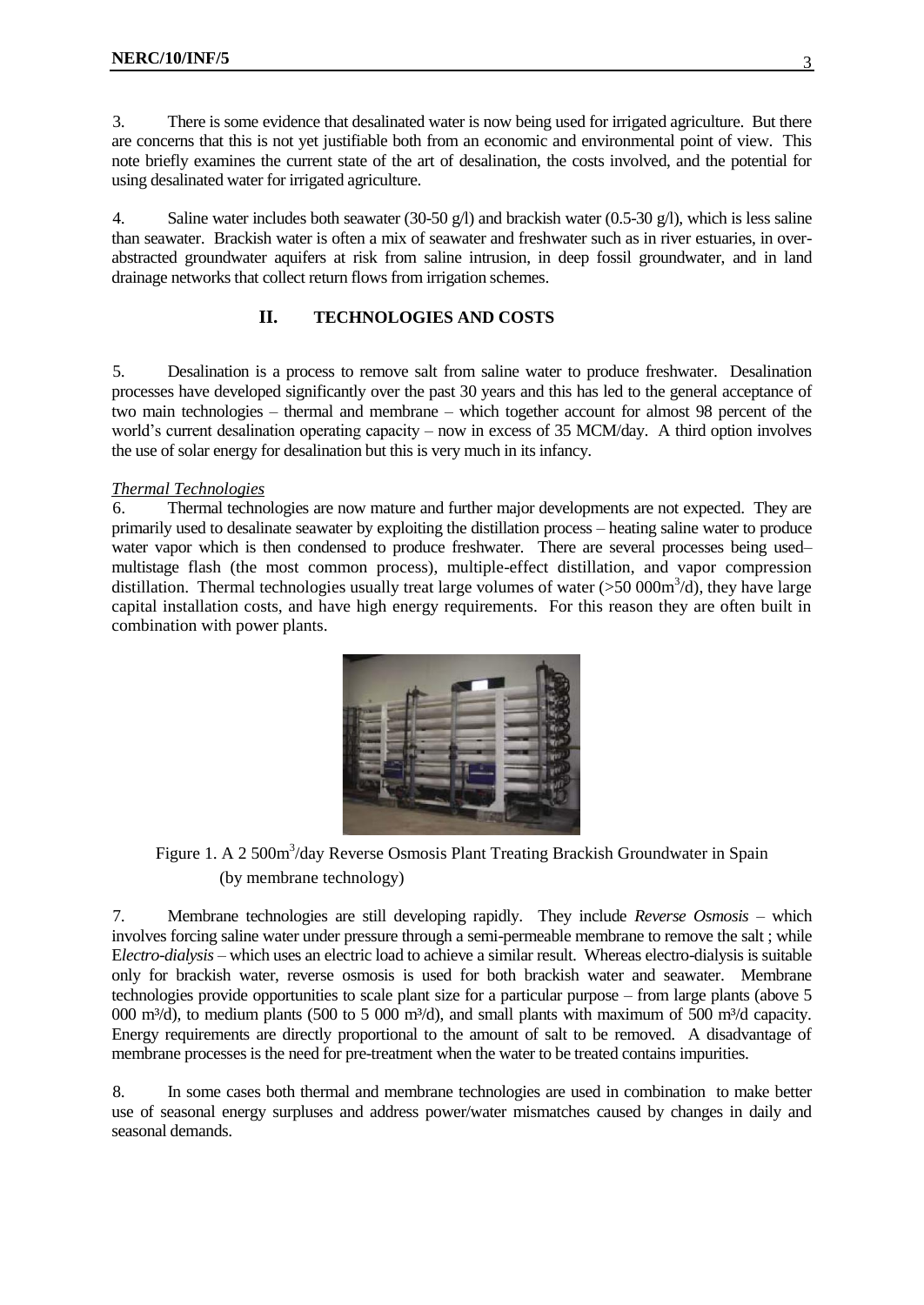3. There is some evidence that desalinated water is now being used for irrigated agriculture. But there are concerns that this is not yet justifiable both from an economic and environmental point of view. This note briefly examines the current state of the art of desalination, the costs involved, and the potential for using desalinated water for irrigated agriculture.

4. Saline water includes both seawater (30-50 g/l) and brackish water (0.5-30 g/l), which is less saline than seawater. Brackish water is often a mix of seawater and freshwater such as in river estuaries, in over-abstracted groundwater aquifers at risk from saline intrusion, in deep fossil groundwater, and in land drainage networks that collect return flows from irrigation schemes.

## II. TECHNOLOGIES AND COSTS

5. Desalination is a process to remove salt from saline water to produce freshwater. Desalination processes have developed significantly over the past 30 years and this has led to the general acceptance of two main technologies – thermal and membrane – which together account for almost 98 percent of the world's current desalination operating capacity – now in excess of 35 MCM/day. A third option involves the use of solar energy for desalination but this is very much in its infancy.

*Thermal Technologies*

6. Thermal technologies are now mature and further major developments are not expected. They are primarily used to desalinate seawater by exploiting the distillation process – heating saline water to produce water vapor which is then condensed to produce freshwater. There are several processes being used– multistage flash (the most common process), multiple-effect distillation, and vapor compression distillation. Thermal technologies usually treat large volumes of water (>50 000m$^3$/d), they have large capital installation costs, and have high energy requirements. For this reason they are often built in combination with power plants.

Figure 1. A 2 500m$^3$/day Reverse Osmosis Plant Treating Brackish Groundwater in Spain (by membrane technology)

7. Membrane technologies are still developing rapidly. They include *Reverse Osmosis* – which involves forcing saline water under pressure through a semi-permeable membrane to remove the salt ; while E*lectro-dialysis* – which uses an electric load to achieve a similar result. Whereas electro-dialysis is suitable only for brackish water, reverse osmosis is used for both brackish water and seawater. Membrane technologies provide opportunities to scale plant size for a particular purpose – from large plants (above 5 000 m$^3$/d), to medium plants (500 to 5 000 m$^3$/d), and small plants with maximum of 500 m$^3$/d capacity. Energy requirements are directly proportional to the amount of salt to be removed. A disadvantage of membrane processes is the need for pre-treatment when the water to be treated contains impurities.

8. In some cases both thermal and membrane technologies are used in combination to make better use of seasonal energy surpluses and address power/water mismatches caused by changes in daily and seasonal demands.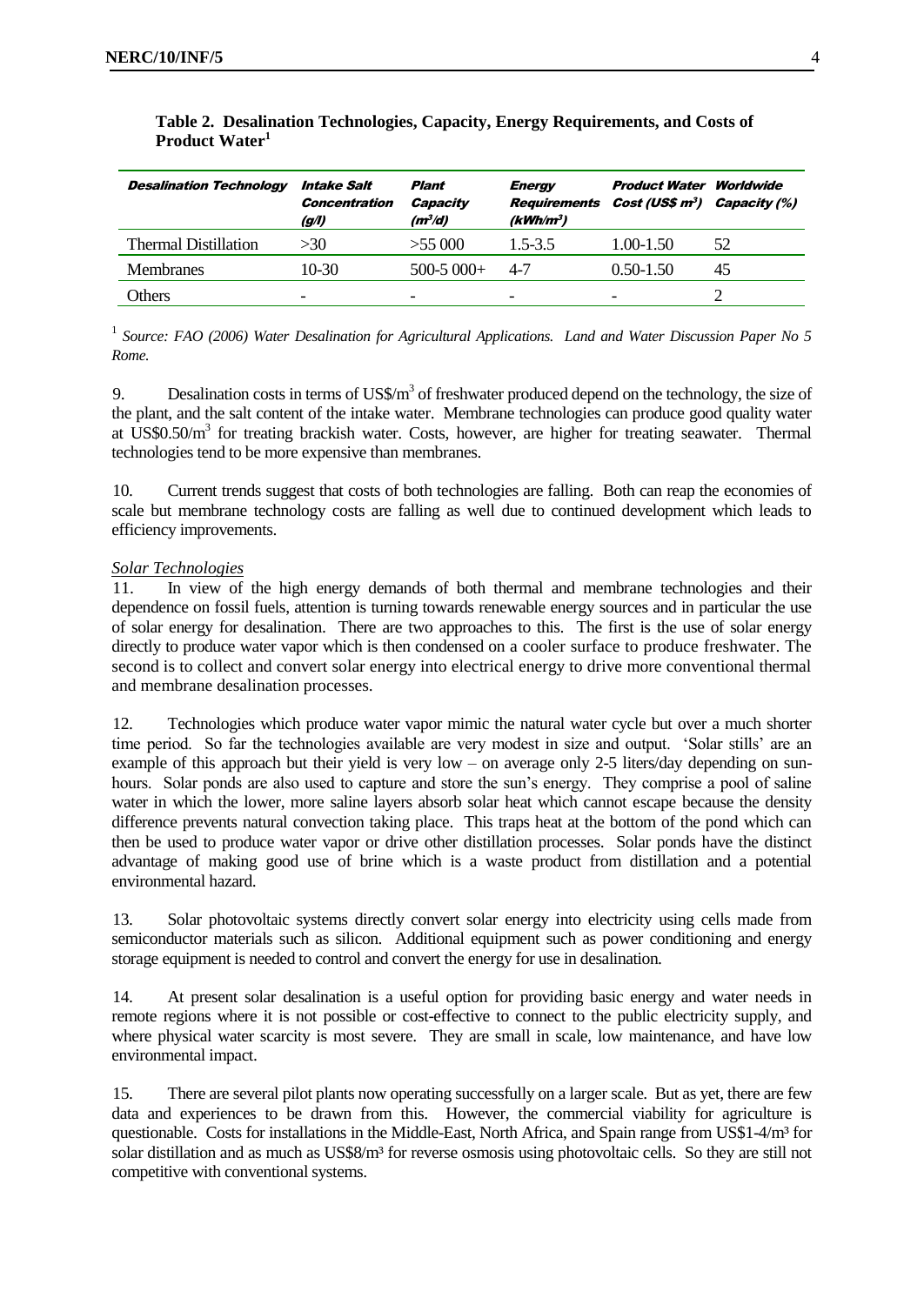**Table 2. Desalination Technologies, Capacity, Energy Requirements, and Costs of Product Water**[1]

| *Desalination Technology* | *Intake Salt Concentration (g/l)* | *Plant Capacity ($m^3$/d)* | *Energy Requirements (kWh/$m^3$)* | *Product Water Cost (US\$ $m^3$)* | *Worldwide Capacity (%)* |
|---|---|---|---|---|---|
| Thermal Distillation | >30 | >55 000 | 1.5-3.5 | 1.00-1.50 | 52 |
| Membranes | 10-30 | 500-5 000+ | 4-7 | 0.50-1.50 | 45 |
| Others | - | - | - | - | 2 |

[1] *Source: FAO (2006) Water Desalination for Agricultural Applications. Land and Water Discussion Paper No 5 Rome.*

9. Desalination costs in terms of US\$/$m^3$ of freshwater produced depend on the technology, the size of the plant, and the salt content of the intake water. Membrane technologies can produce good quality water at US\$0.50/$m^3$ for treating brackish water. Costs, however, are higher for treating seawater. Thermal technologies tend to be more expensive than membranes.

10. Current trends suggest that costs of both technologies are falling. Both can reap the economies of scale but membrane technology costs are falling as well due to continued development which leads to efficiency improvements.

*Solar Technologies*

11. In view of the high energy demands of both thermal and membrane technologies and their dependence on fossil fuels, attention is turning towards renewable energy sources and in particular the use of solar energy for desalination. There are two approaches to this. The first is the use of solar energy directly to produce water vapor which is then condensed on a cooler surface to produce freshwater. The second is to collect and convert solar energy into electrical energy to drive more conventional thermal and membrane desalination processes.

12. Technologies which produce water vapor mimic the natural water cycle but over a much shorter time period. So far the technologies available are very modest in size and output. 'Solar stills' are an example of this approach but their yield is very low – on average only 2-5 liters/day depending on sun-hours. Solar ponds are also used to capture and store the sun's energy. They comprise a pool of saline water in which the lower, more saline layers absorb solar heat which cannot escape because the density difference prevents natural convection taking place. This traps heat at the bottom of the pond which can then be used to produce water vapor or drive other distillation processes. Solar ponds have the distinct advantage of making good use of brine which is a waste product from distillation and a potential environmental hazard.

13. Solar photovoltaic systems directly convert solar energy into electricity using cells made from semiconductor materials such as silicon. Additional equipment such as power conditioning and energy storage equipment is needed to control and convert the energy for use in desalination.

14. At present solar desalination is a useful option for providing basic energy and water needs in remote regions where it is not possible or cost-effective to connect to the public electricity supply, and where physical water scarcity is most severe. They are small in scale, low maintenance, and have low environmental impact.

15. There are several pilot plants now operating successfully on a larger scale. But as yet, there are few data and experiences to be drawn from this. However, the commercial viability for agriculture is questionable. Costs for installations in the Middle-East, North Africa, and Spain range from US\$1-4/$m^3$ for solar distillation and as much as US\$8/$m^3$ for reverse osmosis using photovoltaic cells. So they are still not competitive with conventional systems.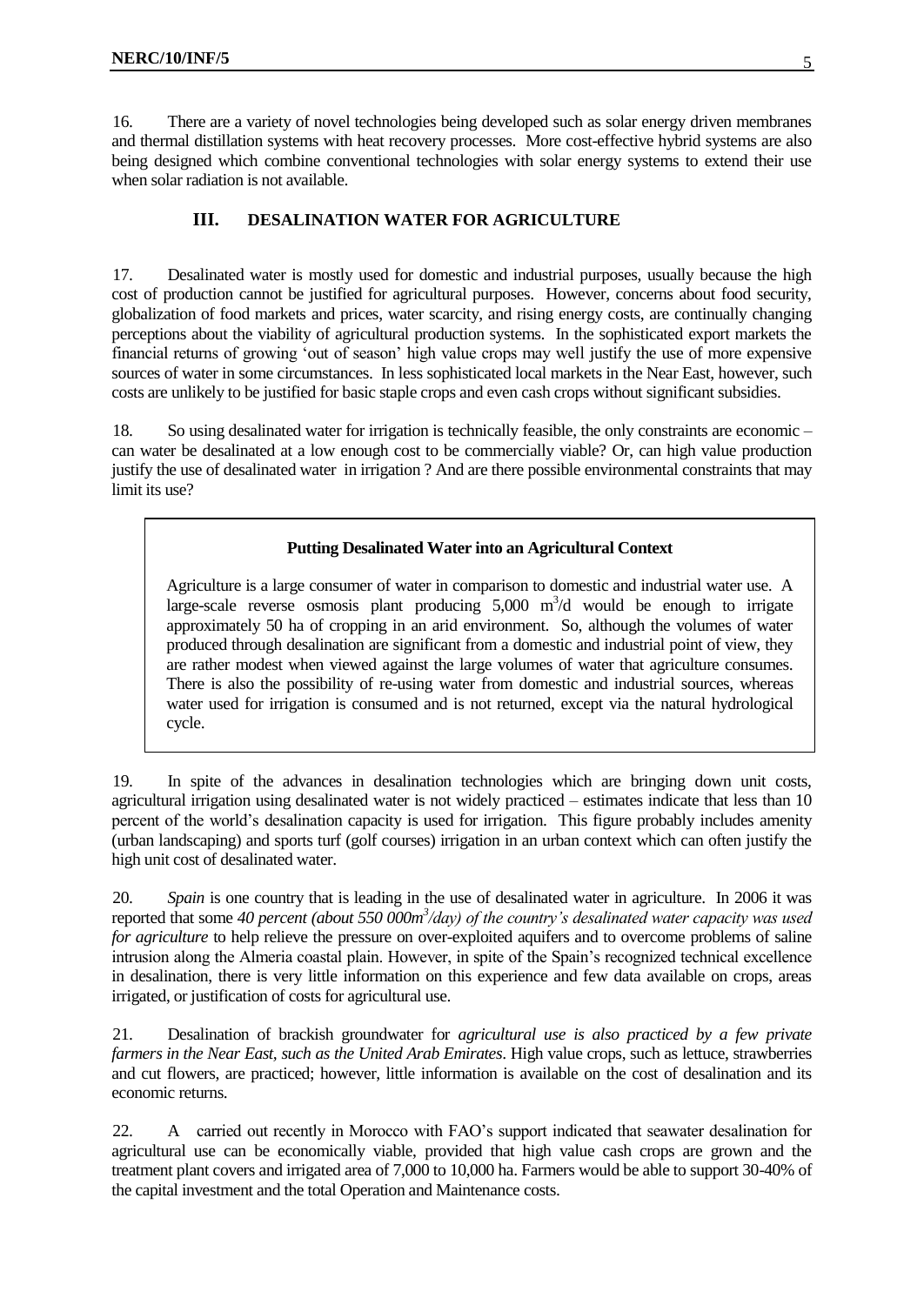16. There are a variety of novel technologies being developed such as solar energy driven membranes and thermal distillation systems with heat recovery processes. More cost-effective hybrid systems are also being designed which combine conventional technologies with solar energy systems to extend their use when solar radiation is not available.

## III. DESALINATION WATER FOR AGRICULTURE

17. Desalinated water is mostly used for domestic and industrial purposes, usually because the high cost of production cannot be justified for agricultural purposes. However, concerns about food security, globalization of food markets and prices, water scarcity, and rising energy costs, are continually changing perceptions about the viability of agricultural production systems. In the sophisticated export markets the financial returns of growing 'out of season' high value crops may well justify the use of more expensive sources of water in some circumstances. In less sophisticated local markets in the Near East, however, such costs are unlikely to be justified for basic staple crops and even cash crops without significant subsidies.

18. So using desalinated water for irrigation is technically feasible, the only constraints are economic – can water be desalinated at a low enough cost to be commercially viable? Or, can high value production justify the use of desalinated water in irrigation ? And are there possible environmental constraints that may limit its use?

> **Putting Desalinated Water into an Agricultural Context**
>
> Agriculture is a large consumer of water in comparison to domestic and industrial water use. A large-scale reverse osmosis plant producing 5,000 $m^3$/d would be enough to irrigate approximately 50 ha of cropping in an arid environment. So, although the volumes of water produced through desalination are significant from a domestic and industrial point of view, they are rather modest when viewed against the large volumes of water that agriculture consumes. There is also the possibility of re-using water from domestic and industrial sources, whereas water used for irrigation is consumed and is not returned, except via the natural hydrological cycle.

19. In spite of the advances in desalination technologies which are bringing down unit costs, agricultural irrigation using desalinated water is not widely practiced – estimates indicate that less than 10 percent of the world's desalination capacity is used for irrigation. This figure probably includes amenity (urban landscaping) and sports turf (golf courses) irrigation in an urban context which can often justify the high unit cost of desalinated water.

20. *Spain* is one country that is leading in the use of desalinated water in agriculture. In 2006 it was reported that some *40 percent (about 550 000$m^3$/day) of the country's desalinated water capacity was used for agriculture* to help relieve the pressure on over-exploited aquifers and to overcome problems of saline intrusion along the Almeria coastal plain. However, in spite of the Spain's recognized technical excellence in desalination, there is very little information on this experience and few data available on crops, areas irrigated, or justification of costs for agricultural use.

21. Desalination of brackish groundwater for *agricultural use is also practiced by a few private farmers in the Near East, such as the United Arab Emirates*. High value crops, such as lettuce, strawberries and cut flowers, are practiced; however, little information is available on the cost of desalination and its economic returns.

22. A carried out recently in Morocco with FAO's support indicated that seawater desalination for agricultural use can be economically viable, provided that high value cash crops are grown and the treatment plant covers and irrigated area of 7,000 to 10,000 ha. Farmers would be able to support 30-40% of the capital investment and the total Operation and Maintenance costs.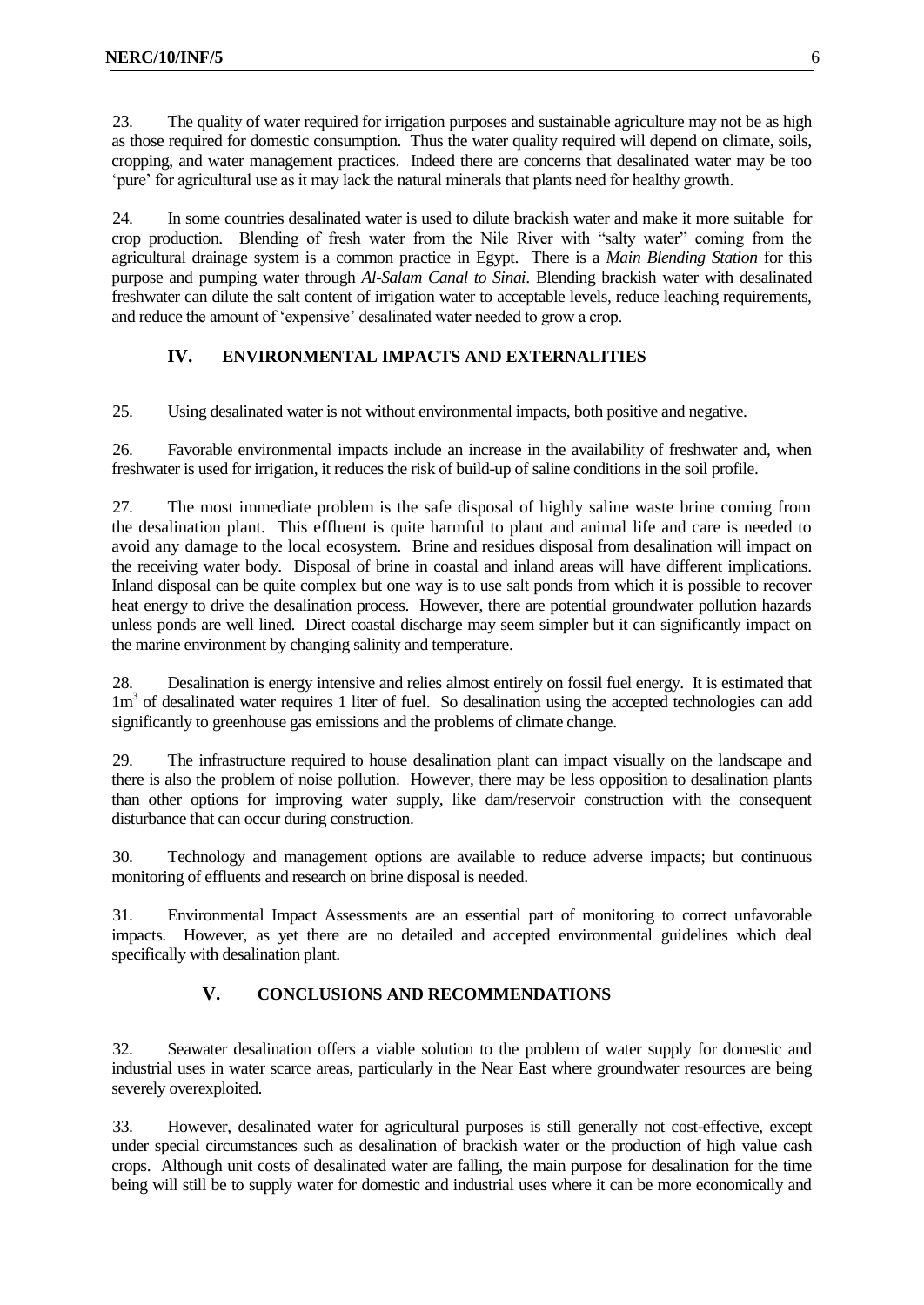23. The quality of water required for irrigation purposes and sustainable agriculture may not be as high as those required for domestic consumption. Thus the water quality required will depend on climate, soils, cropping, and water management practices. Indeed there are concerns that desalinated water may be too 'pure' for agricultural use as it may lack the natural minerals that plants need for healthy growth.

24. In some countries desalinated water is used to dilute brackish water and make it more suitable for crop production. Blending of fresh water from the Nile River with "salty water" coming from the agricultural drainage system is a common practice in Egypt. There is a *Main Blending Station* for this purpose and pumping water through *Al-Salam Canal to Sinai*. Blending brackish water with desalinated freshwater can dilute the salt content of irrigation water to acceptable levels, reduce leaching requirements, and reduce the amount of 'expensive' desalinated water needed to grow a crop.

## IV. ENVIRONMENTAL IMPACTS AND EXTERNALITIES

25. Using desalinated water is not without environmental impacts, both positive and negative.

26. Favorable environmental impacts include an increase in the availability of freshwater and, when freshwater is used for irrigation, it reduces the risk of build-up of saline conditions in the soil profile.

27. The most immediate problem is the safe disposal of highly saline waste brine coming from the desalination plant. This effluent is quite harmful to plant and animal life and care is needed to avoid any damage to the local ecosystem. Brine and residues disposal from desalination will impact on the receiving water body. Disposal of brine in coastal and inland areas will have different implications. Inland disposal can be quite complex but one way is to use salt ponds from which it is possible to recover heat energy to drive the desalination process. However, there are potential groundwater pollution hazards unless ponds are well lined. Direct coastal discharge may seem simpler but it can significantly impact on the marine environment by changing salinity and temperature.

28. Desalination is energy intensive and relies almost entirely on fossil fuel energy. It is estimated that $1m^3$ of desalinated water requires 1 liter of fuel. So desalination using the accepted technologies can add significantly to greenhouse gas emissions and the problems of climate change.

29. The infrastructure required to house desalination plant can impact visually on the landscape and there is also the problem of noise pollution. However, there may be less opposition to desalination plants than other options for improving water supply, like dam/reservoir construction with the consequent disturbance that can occur during construction.

30. Technology and management options are available to reduce adverse impacts; but continuous monitoring of effluents and research on brine disposal is needed.

31. Environmental Impact Assessments are an essential part of monitoring to correct unfavorable impacts. However, as yet there are no detailed and accepted environmental guidelines which deal specifically with desalination plant.

## V. CONCLUSIONS AND RECOMMENDATIONS

32. Seawater desalination offers a viable solution to the problem of water supply for domestic and industrial uses in water scarce areas, particularly in the Near East where groundwater resources are being severely overexploited.

33. However, desalinated water for agricultural purposes is still generally not cost-effective, except under special circumstances such as desalination of brackish water or the production of high value cash crops. Although unit costs of desalinated water are falling, the main purpose for desalination for the time being will still be to supply water for domestic and industrial uses where it can be more economically and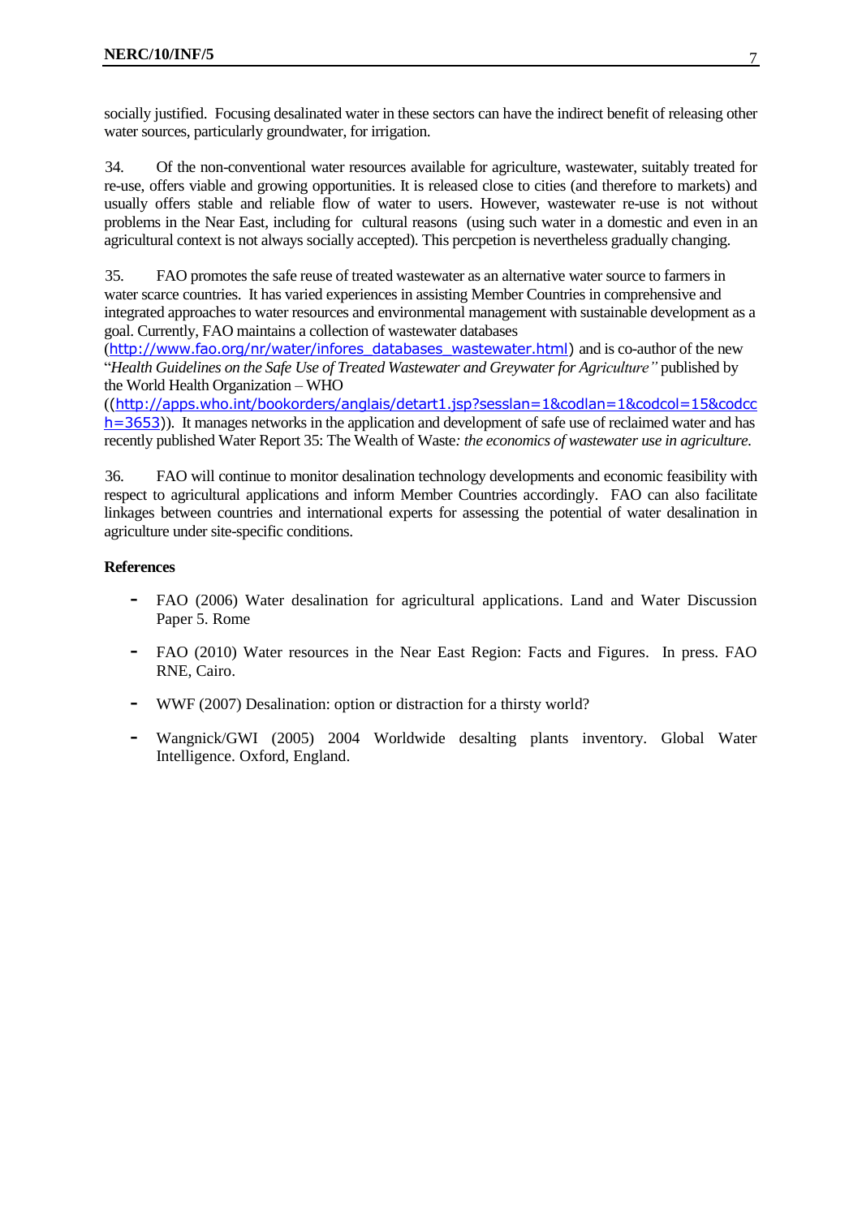socially justified. Focusing desalinated water in these sectors can have the indirect benefit of releasing other water sources, particularly groundwater, for irrigation.

34. Of the non-conventional water resources available for agriculture, wastewater, suitably treated for re-use, offers viable and growing opportunities. It is released close to cities (and therefore to markets) and usually offers stable and reliable flow of water to users. However, wastewater re-use is not without problems in the Near East, including for cultural reasons (using such water in a domestic and even in an agricultural context is not always socially accepted). This percpetion is nevertheless gradually changing.

35. FAO promotes the safe reuse of treated wastewater as an alternative water source to farmers in water scarce countries. It has varied experiences in assisting Member Countries in comprehensive and integrated approaches to water resources and environmental management with sustainable development as a goal. Currently, FAO maintains a collection of wastewater databases (http://www.fao.org/nr/water/infores_databases_wastewater.html) and is co-author of the new "*Health Guidelines on the Safe Use of Treated Wastewater and Greywater for Agriculture"* published by the World Health Organization – WHO ((http://apps.who.int/bookorders/anglais/detart1.jsp?sesslan=1&codlan=1&codcol=15&codcch=3653)). It manages networks in the application and development of safe use of reclaimed water and has recently published Water Report 35: The Wealth of Waste*: the economics of wastewater use in agriculture.*

36. FAO will continue to monitor desalination technology developments and economic feasibility with respect to agricultural applications and inform Member Countries accordingly. FAO can also facilitate linkages between countries and international experts for assessing the potential of water desalination in agriculture under site-specific conditions.

**References**

- FAO (2006) Water desalination for agricultural applications. Land and Water Discussion Paper 5. Rome
- FAO (2010) Water resources in the Near East Region: Facts and Figures. In press. FAO RNE, Cairo.
- WWF (2007) Desalination: option or distraction for a thirsty world?
- Wangnick/GWI (2005) 2004 Worldwide desalting plants inventory. Global Water Intelligence. Oxford, England.